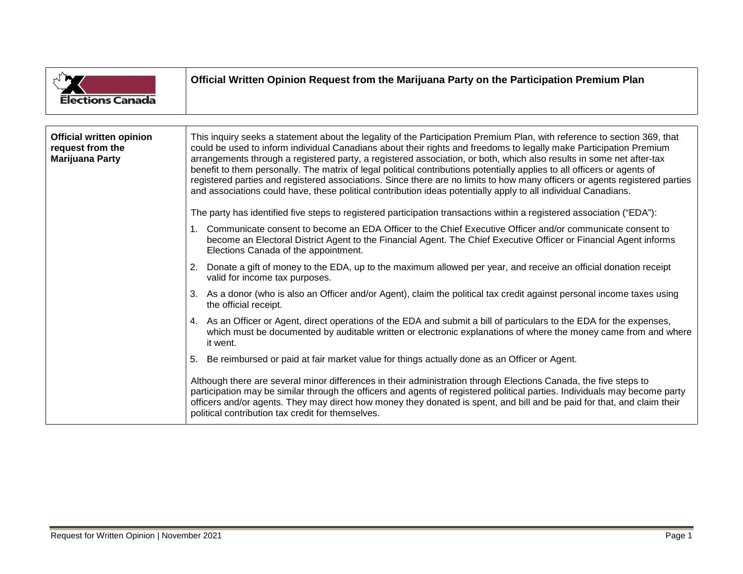**Elections Canada**

# Official Written Opinion Request from the Marijuana Party on the Participation Premium Plan

| Official written opinion request from the Marijuana Party | |
|---|---|
| | This inquiry seeks a statement about the legality of the Participation Premium Plan, with reference to section 369, that could be used to inform individual Canadians about their rights and freedoms to legally make Participation Premium arrangements through a registered party, a registered association, or both, which also results in some net after-tax benefit to them personally. The matrix of legal political contributions potentially applies to all officers or agents of registered parties and registered associations. Since there are no limits to how many officers or agents registered parties and associations could have, these political contribution ideas potentially apply to all individual Canadians.<br><br>The party has identified five steps to registered participation transactions within a registered association ("EDA"):<br><br>1. Communicate consent to become an EDA Officer to the Chief Executive Officer and/or communicate consent to become an Electoral District Agent to the Financial Agent. The Chief Executive Officer or Financial Agent informs Elections Canada of the appointment.<br>2. Donate a gift of money to the EDA, up to the maximum allowed per year, and receive an official donation receipt valid for income tax purposes.<br>3. As a donor (who is also an Officer and/or Agent), claim the political tax credit against personal income taxes using the official receipt.<br>4. As an Officer or Agent, direct operations of the EDA and submit a bill of particulars to the EDA for the expenses, which must be documented by auditable written or electronic explanations of where the money came from and where it went.<br>5. Be reimbursed or paid at fair market value for things actually done as an Officer or Agent.<br><br>Although there are several minor differences in their administration through Elections Canada, the five steps to participation may be similar through the officers and agents of registered political parties. Individuals may become party officers and/or agents. They may direct how money they donated is spent, and bill and be paid for that, and claim their political contribution tax credit for themselves. |

Request for Written Opinion | November 2021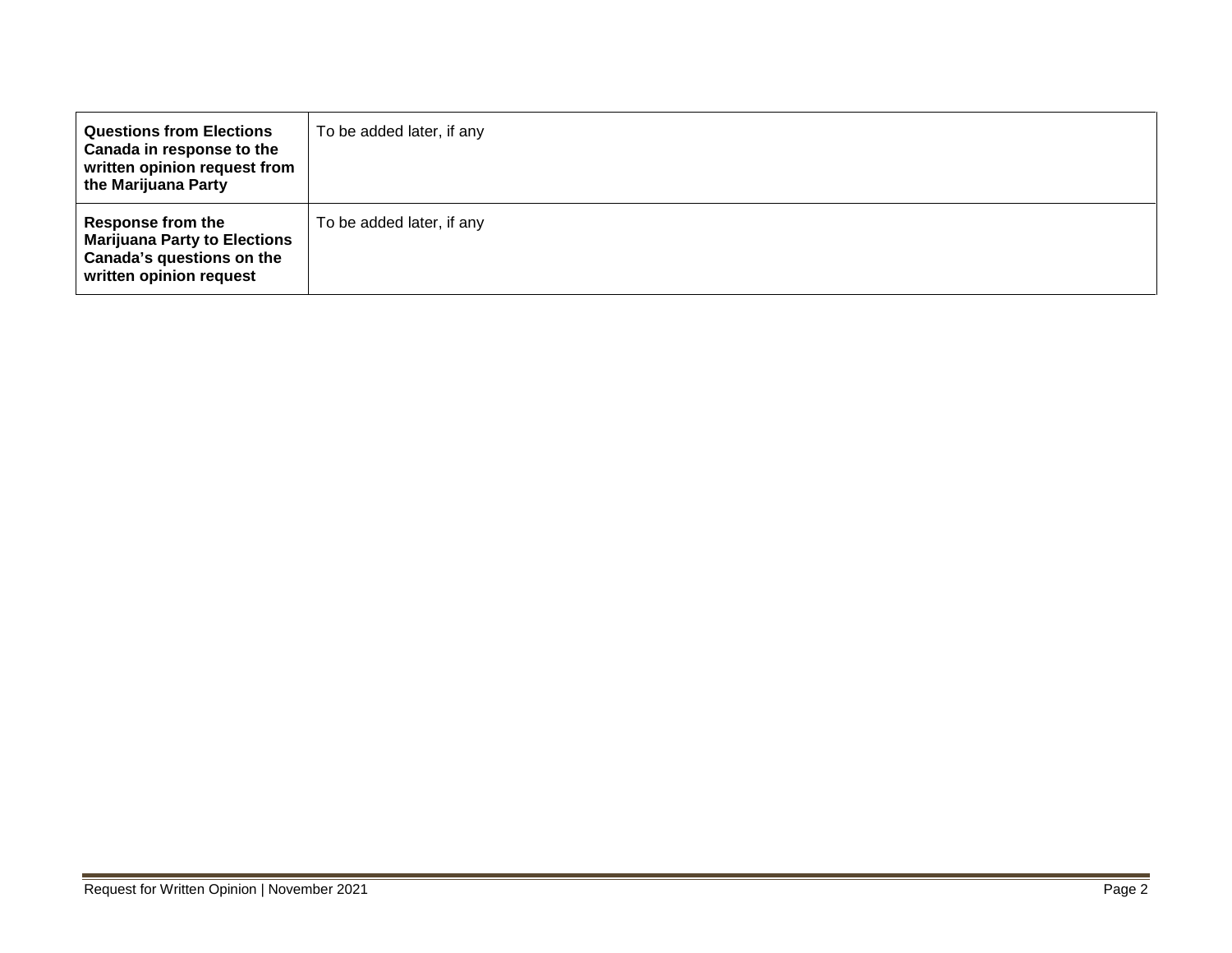| | |
|---|---|
| **Questions from Elections Canada in response to the written opinion request from the Marijuana Party** | To be added later, if any |
| **Response from the Marijuana Party to Elections Canada's questions on the written opinion request** | To be added later, if any |